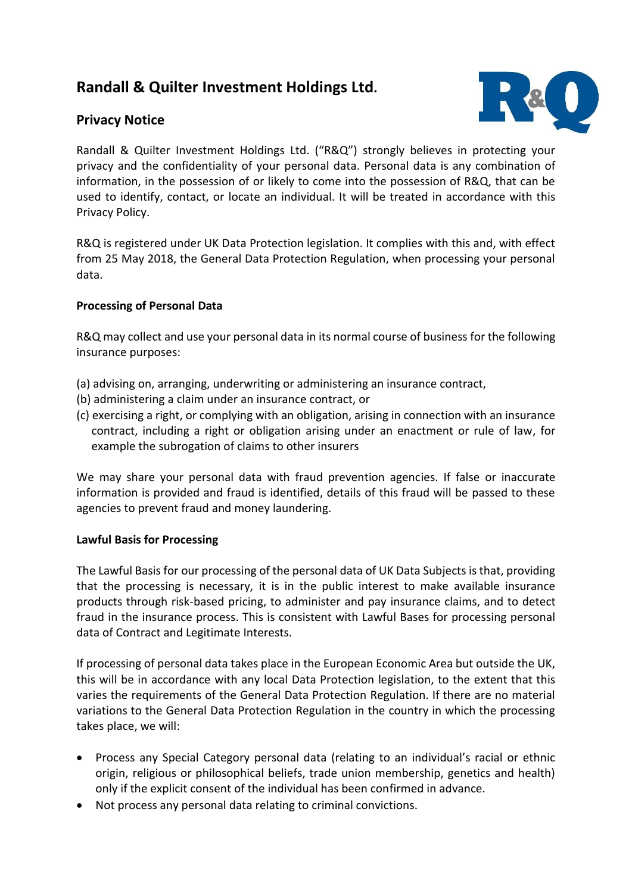# Randall & Quilter Investment Holdings Ltd.

## Privacy Notice

Randall & Quilter Investment Holdings Ltd. ("R&Q") strongly believes in protecting your privacy and the confidentiality of your personal data. Personal data is any combination of information, in the possession of or likely to come into the possession of R&Q, that can be used to identify, contact, or locate an individual. It will be treated in accordance with this Privacy Policy.

R&Q is registered under UK Data Protection legislation. It complies with this and, with effect from 25 May 2018, the General Data Protection Regulation, when processing your personal data.

**Processing of Personal Data**

R&Q may collect and use your personal data in its normal course of business for the following insurance purposes:

(a) advising on, arranging, underwriting or administering an insurance contract,
(b) administering a claim under an insurance contract, or
(c) exercising a right, or complying with an obligation, arising in connection with an insurance contract, including a right or obligation arising under an enactment or rule of law, for example the subrogation of claims to other insurers

We may share your personal data with fraud prevention agencies. If false or inaccurate information is provided and fraud is identified, details of this fraud will be passed to these agencies to prevent fraud and money laundering.

**Lawful Basis for Processing**

The Lawful Basis for our processing of the personal data of UK Data Subjects is that, providing that the processing is necessary, it is in the public interest to make available insurance products through risk-based pricing, to administer and pay insurance claims, and to detect fraud in the insurance process. This is consistent with Lawful Bases for processing personal data of Contract and Legitimate Interests.

If processing of personal data takes place in the European Economic Area but outside the UK, this will be in accordance with any local Data Protection legislation, to the extent that this varies the requirements of the General Data Protection Regulation. If there are no material variations to the General Data Protection Regulation in the country in which the processing takes place, we will:

- Process any Special Category personal data (relating to an individual's racial or ethnic origin, religious or philosophical beliefs, trade union membership, genetics and health) only if the explicit consent of the individual has been confirmed in advance.
- Not process any personal data relating to criminal convictions.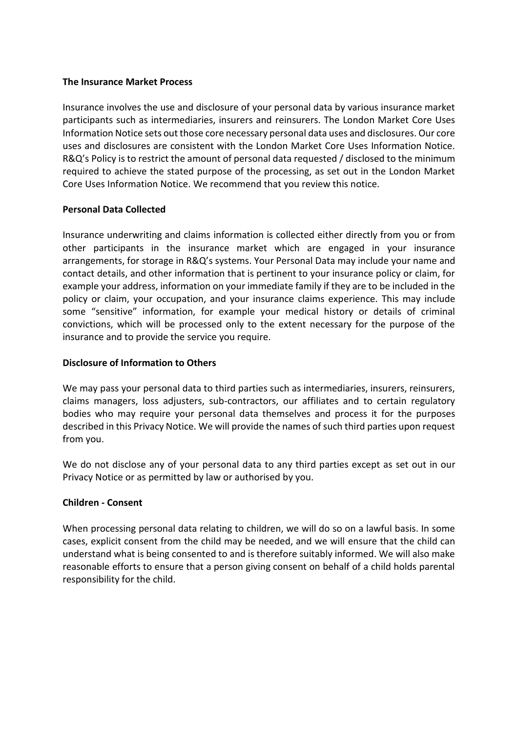**The Insurance Market Process**

Insurance involves the use and disclosure of your personal data by various insurance market participants such as intermediaries, insurers and reinsurers. The London Market Core Uses Information Notice sets out those core necessary personal data uses and disclosures. Our core uses and disclosures are consistent with the London Market Core Uses Information Notice. R&Q's Policy is to restrict the amount of personal data requested / disclosed to the minimum required to achieve the stated purpose of the processing, as set out in the London Market Core Uses Information Notice. We recommend that you review this notice.

**Personal Data Collected**

Insurance underwriting and claims information is collected either directly from you or from other participants in the insurance market which are engaged in your insurance arrangements, for storage in R&Q's systems. Your Personal Data may include your name and contact details, and other information that is pertinent to your insurance policy or claim, for example your address, information on your immediate family if they are to be included in the policy or claim, your occupation, and your insurance claims experience. This may include some "sensitive" information, for example your medical history or details of criminal convictions, which will be processed only to the extent necessary for the purpose of the insurance and to provide the service you require.

**Disclosure of Information to Others**

We may pass your personal data to third parties such as intermediaries, insurers, reinsurers, claims managers, loss adjusters, sub-contractors, our affiliates and to certain regulatory bodies who may require your personal data themselves and process it for the purposes described in this Privacy Notice. We will provide the names of such third parties upon request from you.

We do not disclose any of your personal data to any third parties except as set out in our Privacy Notice or as permitted by law or authorised by you.

**Children - Consent**

When processing personal data relating to children, we will do so on a lawful basis. In some cases, explicit consent from the child may be needed, and we will ensure that the child can understand what is being consented to and is therefore suitably informed. We will also make reasonable efforts to ensure that a person giving consent on behalf of a child holds parental responsibility for the child.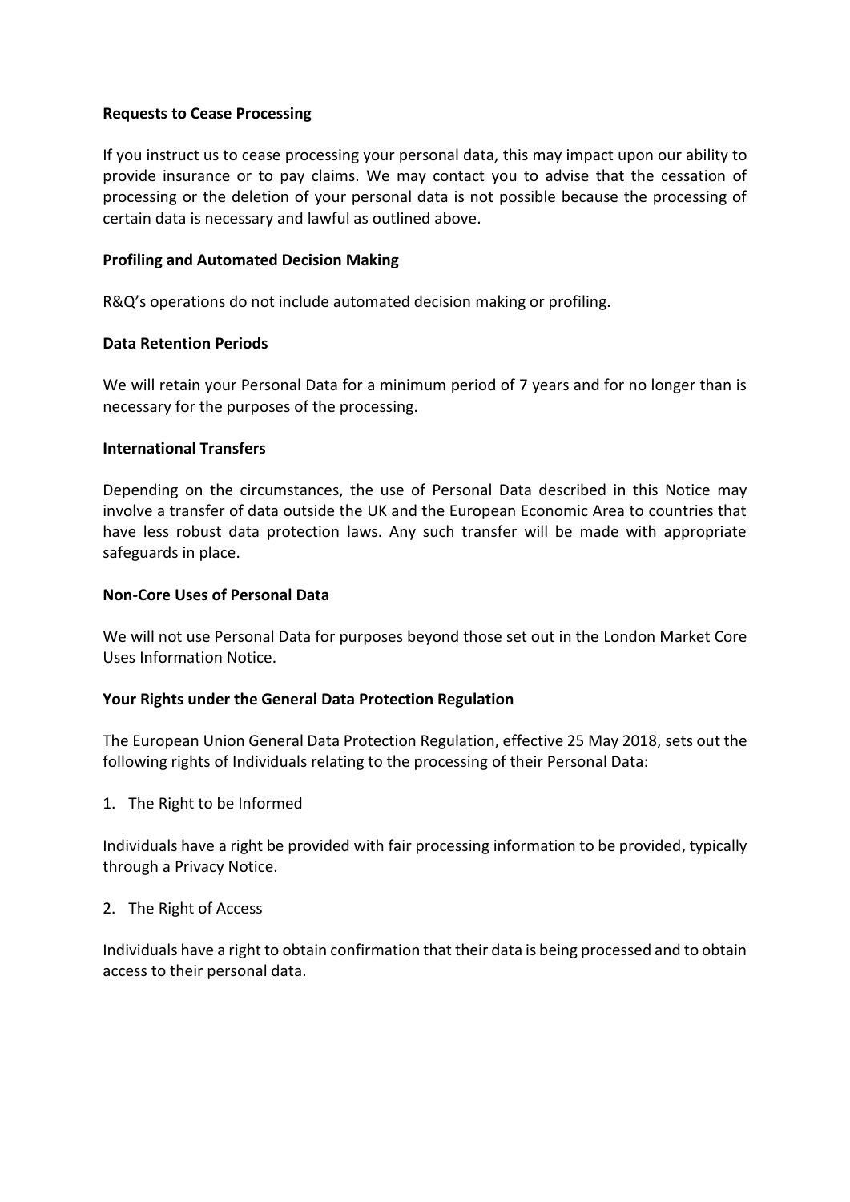**Requests to Cease Processing**

If you instruct us to cease processing your personal data, this may impact upon our ability to provide insurance or to pay claims. We may contact you to advise that the cessation of processing or the deletion of your personal data is not possible because the processing of certain data is necessary and lawful as outlined above.

**Profiling and Automated Decision Making**

R&Q's operations do not include automated decision making or profiling.

**Data Retention Periods**

We will retain your Personal Data for a minimum period of 7 years and for no longer than is necessary for the purposes of the processing.

**International Transfers**

Depending on the circumstances, the use of Personal Data described in this Notice may involve a transfer of data outside the UK and the European Economic Area to countries that have less robust data protection laws. Any such transfer will be made with appropriate safeguards in place.

**Non-Core Uses of Personal Data**

We will not use Personal Data for purposes beyond those set out in the London Market Core Uses Information Notice.

**Your Rights under the General Data Protection Regulation**

The European Union General Data Protection Regulation, effective 25 May 2018, sets out the following rights of Individuals relating to the processing of their Personal Data:

1. The Right to be Informed

Individuals have a right be provided with fair processing information to be provided, typically through a Privacy Notice.

2. The Right of Access

Individuals have a right to obtain confirmation that their data is being processed and to obtain access to their personal data.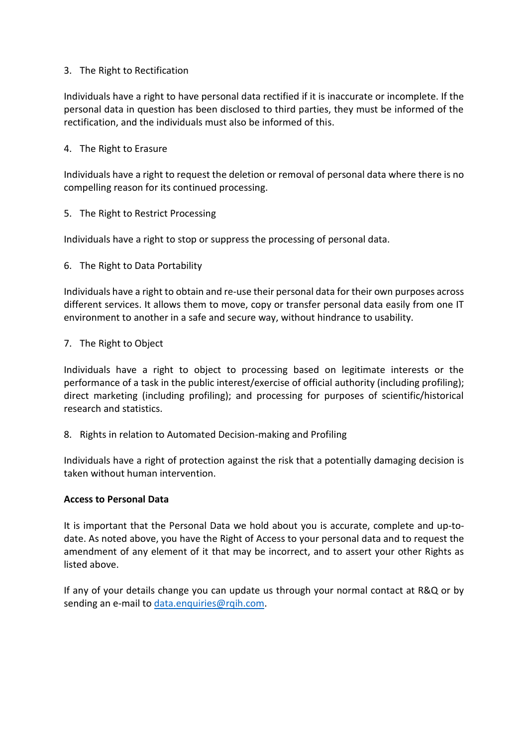3. The Right to Rectification

Individuals have a right to have personal data rectified if it is inaccurate or incomplete. If the personal data in question has been disclosed to third parties, they must be informed of the rectification, and the individuals must also be informed of this.

4. The Right to Erasure

Individuals have a right to request the deletion or removal of personal data where there is no compelling reason for its continued processing.

5. The Right to Restrict Processing

Individuals have a right to stop or suppress the processing of personal data.

6. The Right to Data Portability

Individuals have a right to obtain and re-use their personal data for their own purposes across different services. It allows them to move, copy or transfer personal data easily from one IT environment to another in a safe and secure way, without hindrance to usability.

7. The Right to Object

Individuals have a right to object to processing based on legitimate interests or the performance of a task in the public interest/exercise of official authority (including profiling); direct marketing (including profiling); and processing for purposes of scientific/historical research and statistics.

8. Rights in relation to Automated Decision-making and Profiling

Individuals have a right of protection against the risk that a potentially damaging decision is taken without human intervention.

**Access to Personal Data**

It is important that the Personal Data we hold about you is accurate, complete and up-to-date. As noted above, you have the Right of Access to your personal data and to request the amendment of any element of it that may be incorrect, and to assert your other Rights as listed above.

If any of your details change you can update us through your normal contact at R&Q or by sending an e-mail to data.enquiries@rqih.com.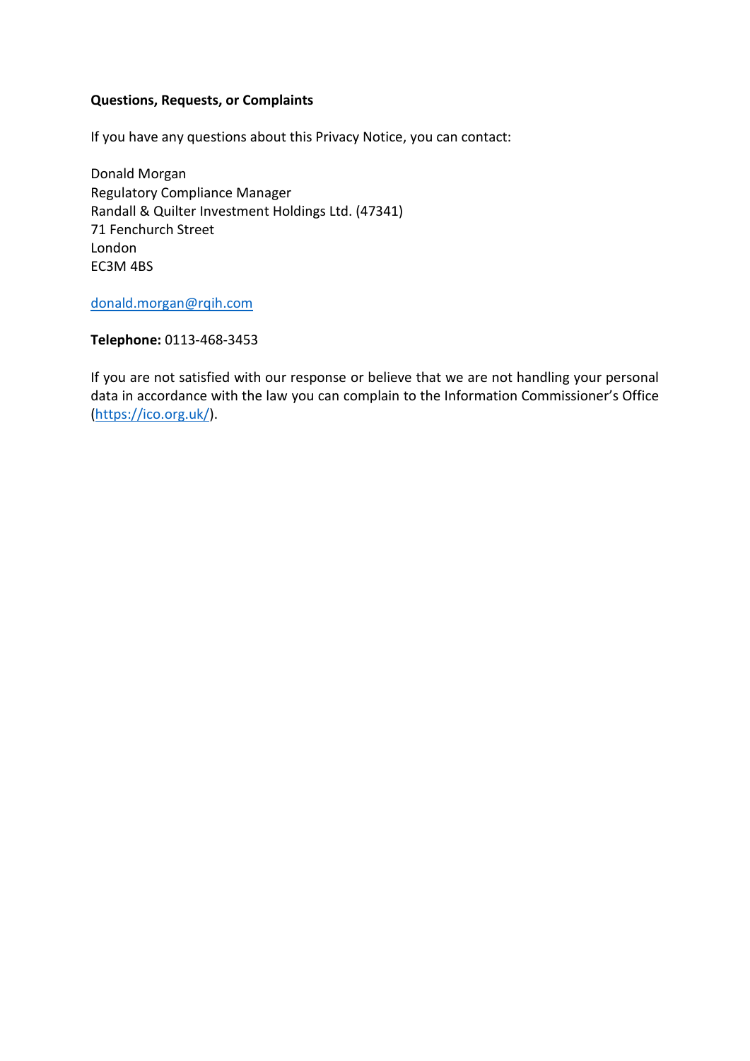**Questions, Requests, or Complaints**

If you have any questions about this Privacy Notice, you can contact:

Donald Morgan  
Regulatory Compliance Manager  
Randall & Quilter Investment Holdings Ltd. (47341)  
71 Fenchurch Street  
London  
EC3M 4BS

donald.morgan@rqih.com

**Telephone:** 0113-468-3453

If you are not satisfied with our response or believe that we are not handling your personal data in accordance with the law you can complain to the Information Commissioner's Office (https://ico.org.uk/).